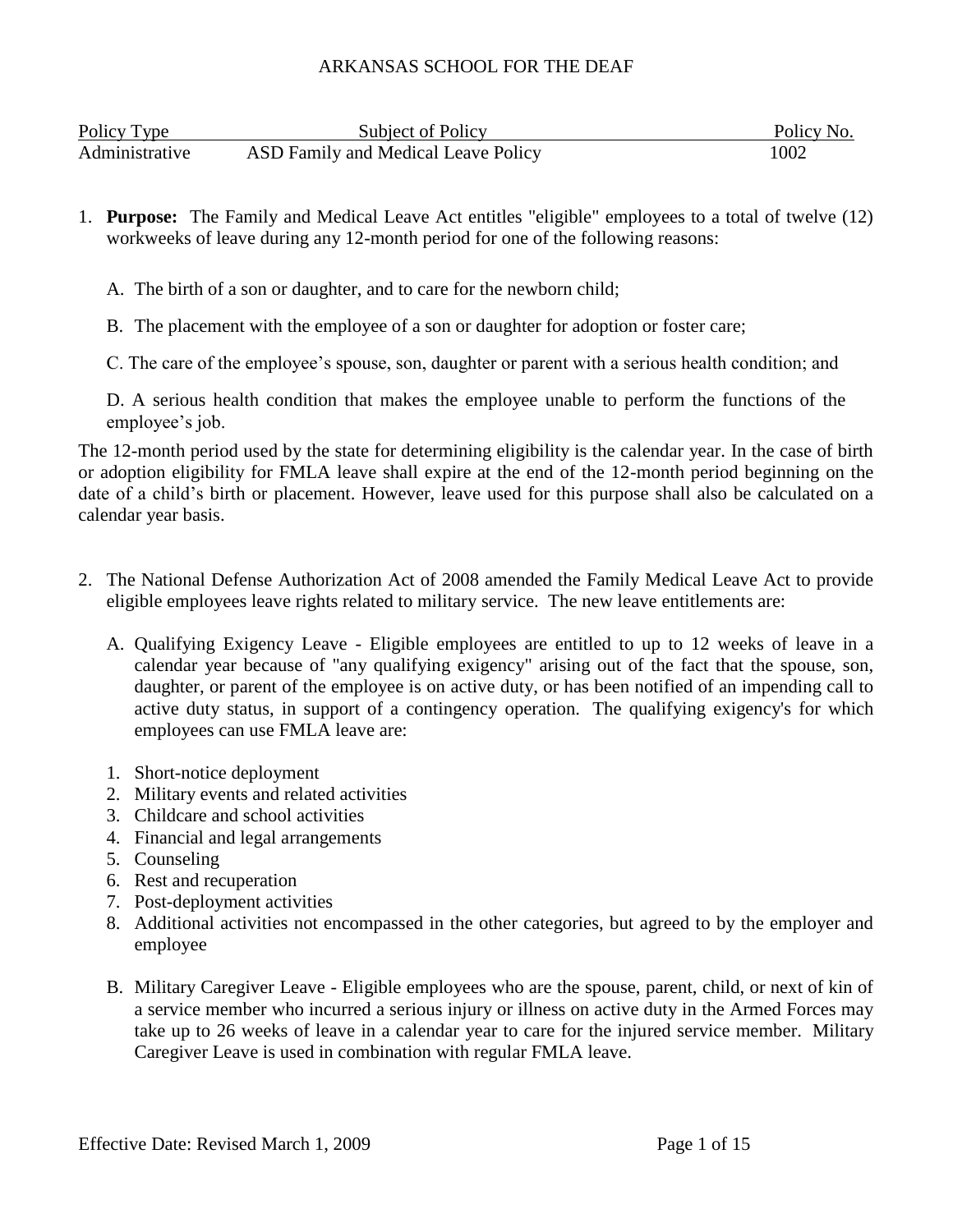ARKANSAS SCHOOL FOR THE DEAF

| Policy Type | Subject of Policy | Policy No. |
| --- | --- | --- |
| Administrative | ASD Family and Medical Leave Policy | 1002 |

1. **Purpose:** The Family and Medical Leave Act entitles "eligible" employees to a total of twelve (12) workweeks of leave during any 12-month period for one of the following reasons:

   A. The birth of a son or daughter, and to care for the newborn child;

   B. The placement with the employee of a son or daughter for adoption or foster care;

   C. The care of the employee's spouse, son, daughter or parent with a serious health condition; and

   D. A serious health condition that makes the employee unable to perform the functions of the employee's job.

The 12-month period used by the state for determining eligibility is the calendar year. In the case of birth or adoption eligibility for FMLA leave shall expire at the end of the 12-month period beginning on the date of a child's birth or placement. However, leave used for this purpose shall also be calculated on a calendar year basis.

2. The National Defense Authorization Act of 2008 amended the Family Medical Leave Act to provide eligible employees leave rights related to military service. The new leave entitlements are:

   A. Qualifying Exigency Leave - Eligible employees are entitled to up to 12 weeks of leave in a calendar year because of "any qualifying exigency" arising out of the fact that the spouse, son, daughter, or parent of the employee is on active duty, or has been notified of an impending call to active duty status, in support of a contingency operation. The qualifying exigency's for which employees can use FMLA leave are:

   1. Short-notice deployment
   2. Military events and related activities
   3. Childcare and school activities
   4. Financial and legal arrangements
   5. Counseling
   6. Rest and recuperation
   7. Post-deployment activities
   8. Additional activities not encompassed in the other categories, but agreed to by the employer and employee

   B. Military Caregiver Leave - Eligible employees who are the spouse, parent, child, or next of kin of a service member who incurred a serious injury or illness on active duty in the Armed Forces may take up to 26 weeks of leave in a calendar year to care for the injured service member. Military Caregiver Leave is used in combination with regular FMLA leave.

Effective Date: Revised March 1, 2009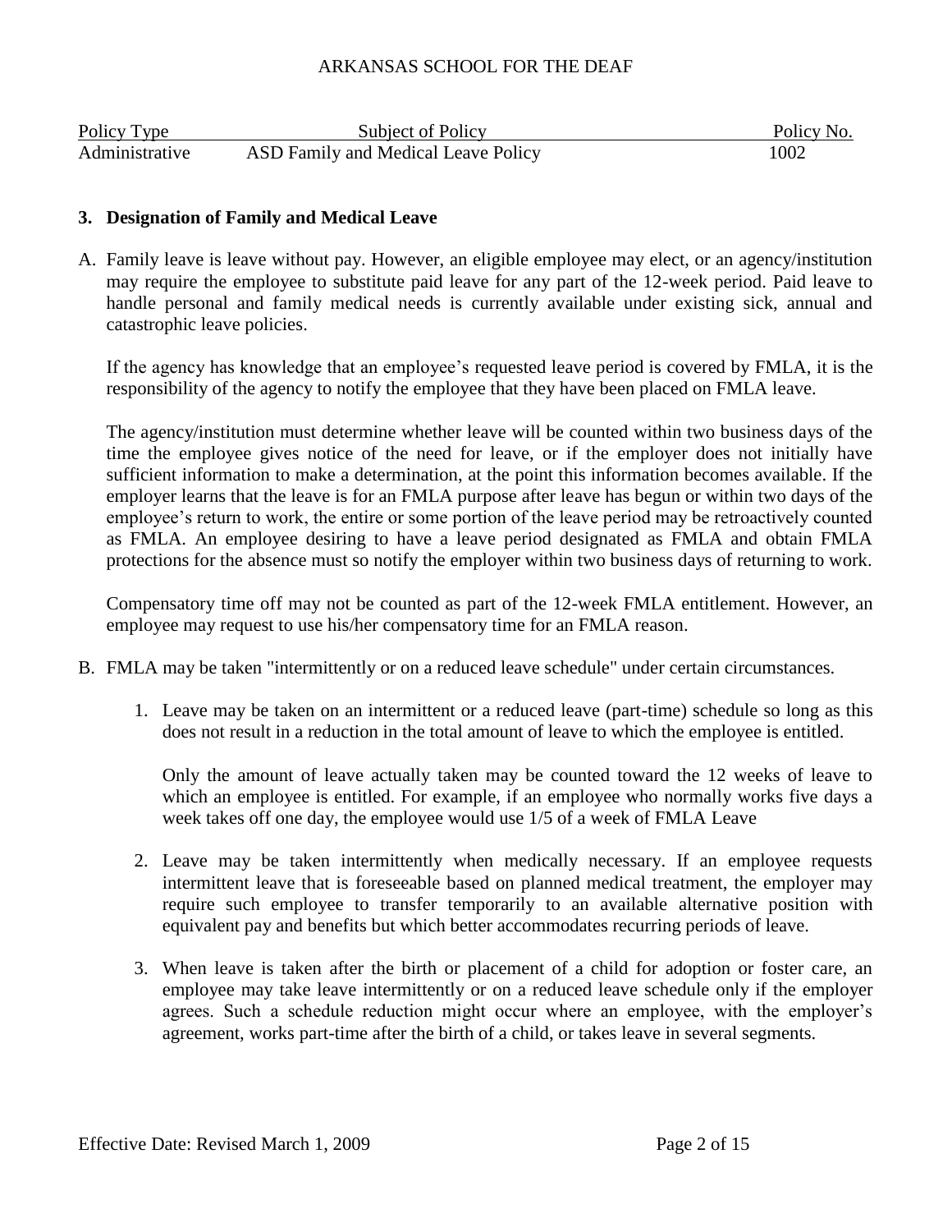### 3. Designation of Family and Medical Leave

A. Family leave is leave without pay. However, an eligible employee may elect, or an agency/institution may require the employee to substitute paid leave for any part of the 12-week period. Paid leave to handle personal and family medical needs is currently available under existing sick, annual and catastrophic leave policies.

   If the agency has knowledge that an employee's requested leave period is covered by FMLA, it is the responsibility of the agency to notify the employee that they have been placed on FMLA leave.

   The agency/institution must determine whether leave will be counted within two business days of the time the employee gives notice of the need for leave, or if the employer does not initially have sufficient information to make a determination, at the point this information becomes available. If the employer learns that the leave is for an FMLA purpose after leave has begun or within two days of the employee's return to work, the entire or some portion of the leave period may be retroactively counted as FMLA. An employee desiring to have a leave period designated as FMLA and obtain FMLA protections for the absence must so notify the employer within two business days of returning to work.

   Compensatory time off may not be counted as part of the 12-week FMLA entitlement. However, an employee may request to use his/her compensatory time for an FMLA reason.

B. FMLA may be taken "intermittently or on a reduced leave schedule" under certain circumstances.

   1. Leave may be taken on an intermittent or a reduced leave (part-time) schedule so long as this does not result in a reduction in the total amount of leave to which the employee is entitled.

      Only the amount of leave actually taken may be counted toward the 12 weeks of leave to which an employee is entitled. For example, if an employee who normally works five days a week takes off one day, the employee would use 1/5 of a week of FMLA Leave

   2. Leave may be taken intermittently when medically necessary. If an employee requests intermittent leave that is foreseeable based on planned medical treatment, the employer may require such employee to transfer temporarily to an available alternative position with equivalent pay and benefits but which better accommodates recurring periods of leave.

   3. When leave is taken after the birth or placement of a child for adoption or foster care, an employee may take leave intermittently or on a reduced leave schedule only if the employer agrees. Such a schedule reduction might occur where an employee, with the employer's agreement, works part-time after the birth of a child, or takes leave in several segments.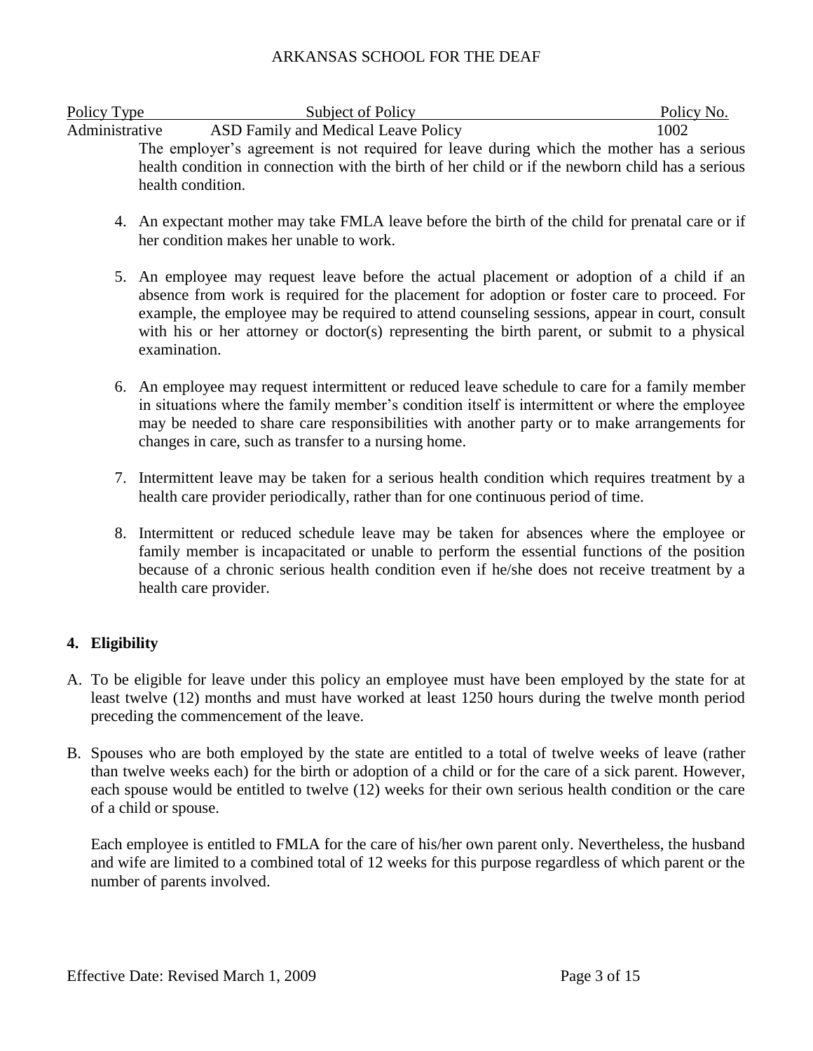The employer's agreement is not required for leave during which the mother has a serious health condition in connection with the birth of her child or if the newborn child has a serious health condition.

4. An expectant mother may take FMLA leave before the birth of the child for prenatal care or if her condition makes her unable to work.

5. An employee may request leave before the actual placement or adoption of a child if an absence from work is required for the placement for adoption or foster care to proceed. For example, the employee may be required to attend counseling sessions, appear in court, consult with his or her attorney or doctor(s) representing the birth parent, or submit to a physical examination.

6. An employee may request intermittent or reduced leave schedule to care for a family member in situations where the family member's condition itself is intermittent or where the employee may be needed to share care responsibilities with another party or to make arrangements for changes in care, such as transfer to a nursing home.

7. Intermittent leave may be taken for a serious health condition which requires treatment by a health care provider periodically, rather than for one continuous period of time.

8. Intermittent or reduced schedule leave may be taken for absences where the employee or family member is incapacitated or unable to perform the essential functions of the position because of a chronic serious health condition even if he/she does not receive treatment by a health care provider.

## 4. Eligibility

A. To be eligible for leave under this policy an employee must have been employed by the state for at least twelve (12) months and must have worked at least 1250 hours during the twelve month period preceding the commencement of the leave.

B. Spouses who are both employed by the state are entitled to a total of twelve weeks of leave (rather than twelve weeks each) for the birth or adoption of a child or for the care of a sick parent. However, each spouse would be entitled to twelve (12) weeks for their own serious health condition or the care of a child or spouse.

   Each employee is entitled to FMLA for the care of his/her own parent only. Nevertheless, the husband and wife are limited to a combined total of 12 weeks for this purpose regardless of which parent or the number of parents involved.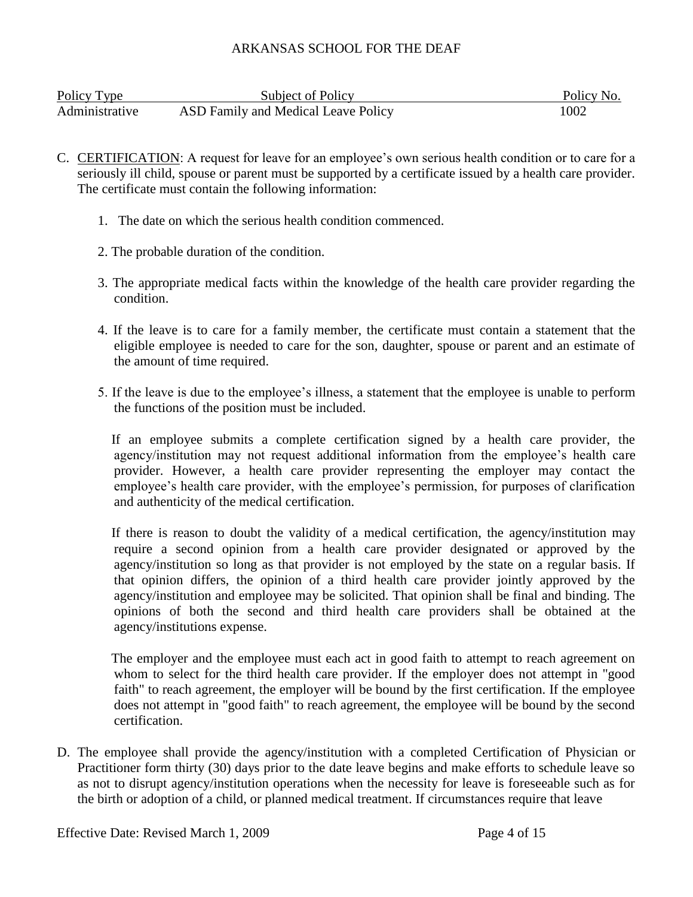C. CERTIFICATION: A request for leave for an employee's own serious health condition or to care for a seriously ill child, spouse or parent must be supported by a certificate issued by a health care provider. The certificate must contain the following information:

1. The date on which the serious health condition commenced.

2. The probable duration of the condition.

3. The appropriate medical facts within the knowledge of the health care provider regarding the condition.

4. If the leave is to care for a family member, the certificate must contain a statement that the eligible employee is needed to care for the son, daughter, spouse or parent and an estimate of the amount of time required.

5. If the leave is due to the employee's illness, a statement that the employee is unable to perform the functions of the position must be included.

If an employee submits a complete certification signed by a health care provider, the agency/institution may not request additional information from the employee's health care provider. However, a health care provider representing the employer may contact the employee's health care provider, with the employee's permission, for purposes of clarification and authenticity of the medical certification.

If there is reason to doubt the validity of a medical certification, the agency/institution may require a second opinion from a health care provider designated or approved by the agency/institution so long as that provider is not employed by the state on a regular basis. If that opinion differs, the opinion of a third health care provider jointly approved by the agency/institution and employee may be solicited. That opinion shall be final and binding. The opinions of both the second and third health care providers shall be obtained at the agency/institutions expense.

The employer and the employee must each act in good faith to attempt to reach agreement on whom to select for the third health care provider. If the employer does not attempt in "good faith" to reach agreement, the employer will be bound by the first certification. If the employee does not attempt in "good faith" to reach agreement, the employee will be bound by the second certification.

D. The employee shall provide the agency/institution with a completed Certification of Physician or Practitioner form thirty (30) days prior to the date leave begins and make efforts to schedule leave so as not to disrupt agency/institution operations when the necessity for leave is foreseeable such as for the birth or adoption of a child, or planned medical treatment. If circumstances require that leave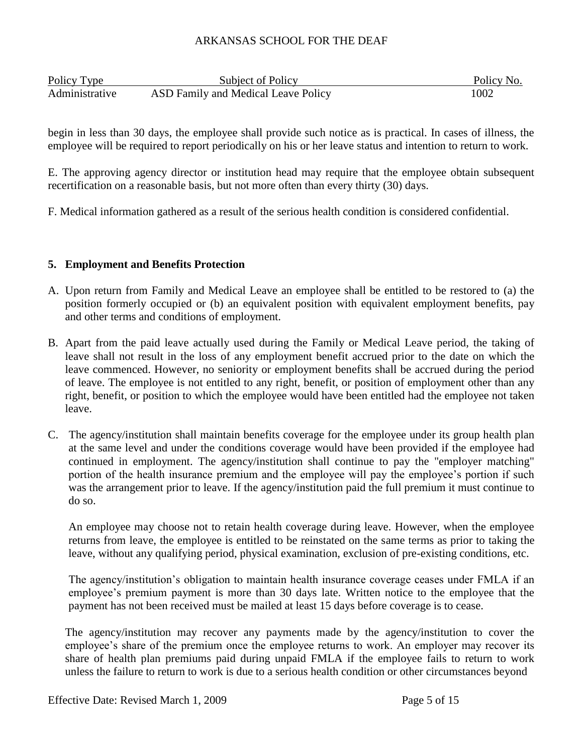begin in less than 30 days, the employee shall provide such notice as is practical. In cases of illness, the employee will be required to report periodically on his or her leave status and intention to return to work.

E. The approving agency director or institution head may require that the employee obtain subsequent recertification on a reasonable basis, but not more often than every thirty (30) days.

F. Medical information gathered as a result of the serious health condition is considered confidential.

**5. Employment and Benefits Protection**

A. Upon return from Family and Medical Leave an employee shall be entitled to be restored to (a) the position formerly occupied or (b) an equivalent position with equivalent employment benefits, pay and other terms and conditions of employment.

B. Apart from the paid leave actually used during the Family or Medical Leave period, the taking of leave shall not result in the loss of any employment benefit accrued prior to the date on which the leave commenced. However, no seniority or employment benefits shall be accrued during the period of leave. The employee is not entitled to any right, benefit, or position of employment other than any right, benefit, or position to which the employee would have been entitled had the employee not taken leave.

C. The agency/institution shall maintain benefits coverage for the employee under its group health plan at the same level and under the conditions coverage would have been provided if the employee had continued in employment. The agency/institution shall continue to pay the "employer matching" portion of the health insurance premium and the employee will pay the employee's portion if such was the arrangement prior to leave. If the agency/institution paid the full premium it must continue to do so.

An employee may choose not to retain health coverage during leave. However, when the employee returns from leave, the employee is entitled to be reinstated on the same terms as prior to taking the leave, without any qualifying period, physical examination, exclusion of pre-existing conditions, etc.

The agency/institution's obligation to maintain health insurance coverage ceases under FMLA if an employee's premium payment is more than 30 days late. Written notice to the employee that the payment has not been received must be mailed at least 15 days before coverage is to cease.

The agency/institution may recover any payments made by the agency/institution to cover the employee's share of the premium once the employee returns to work. An employer may recover its share of health plan premiums paid during unpaid FMLA if the employee fails to return to work unless the failure to return to work is due to a serious health condition or other circumstances beyond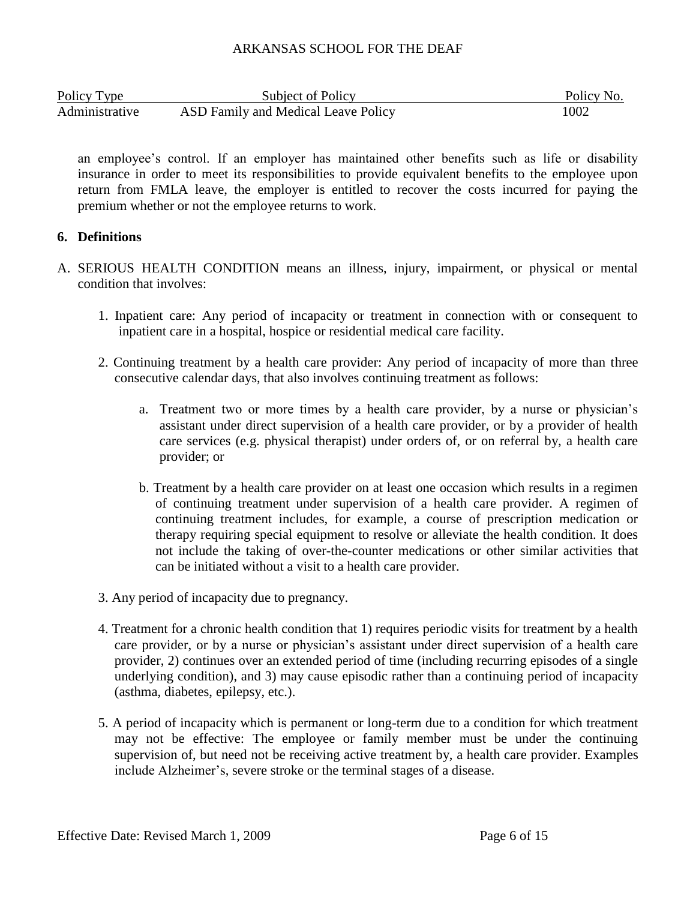an employee's control. If an employer has maintained other benefits such as life or disability insurance in order to meet its responsibilities to provide equivalent benefits to the employee upon return from FMLA leave, the employer is entitled to recover the costs incurred for paying the premium whether or not the employee returns to work.

**6. Definitions**

A. SERIOUS HEALTH CONDITION means an illness, injury, impairment, or physical or mental condition that involves:

1. Inpatient care: Any period of incapacity or treatment in connection with or consequent to inpatient care in a hospital, hospice or residential medical care facility.

2. Continuing treatment by a health care provider: Any period of incapacity of more than three consecutive calendar days, that also involves continuing treatment as follows:

   a. Treatment two or more times by a health care provider, by a nurse or physician's assistant under direct supervision of a health care provider, or by a provider of health care services (e.g. physical therapist) under orders of, or on referral by, a health care provider; or

   b. Treatment by a health care provider on at least one occasion which results in a regimen of continuing treatment under supervision of a health care provider. A regimen of continuing treatment includes, for example, a course of prescription medication or therapy requiring special equipment to resolve or alleviate the health condition. It does not include the taking of over-the-counter medications or other similar activities that can be initiated without a visit to a health care provider.

3. Any period of incapacity due to pregnancy.

4. Treatment for a chronic health condition that 1) requires periodic visits for treatment by a health care provider, or by a nurse or physician's assistant under direct supervision of a health care provider, 2) continues over an extended period of time (including recurring episodes of a single underlying condition), and 3) may cause episodic rather than a continuing period of incapacity (asthma, diabetes, epilepsy, etc.).

5. A period of incapacity which is permanent or long-term due to a condition for which treatment may not be effective: The employee or family member must be under the continuing supervision of, but need not be receiving active treatment by, a health care provider. Examples include Alzheimer's, severe stroke or the terminal stages of a disease.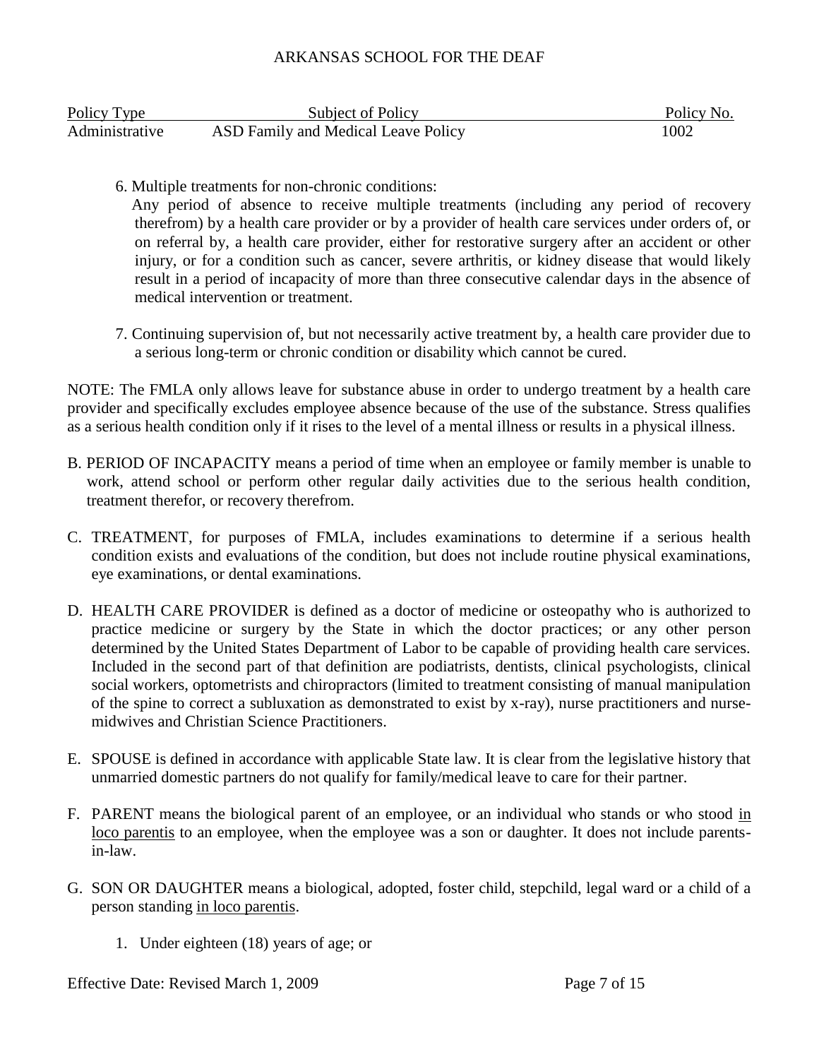6. Multiple treatments for non-chronic conditions:
   Any period of absence to receive multiple treatments (including any period of recovery therefrom) by a health care provider or by a provider of health care services under orders of, or on referral by, a health care provider, either for restorative surgery after an accident or other injury, or for a condition such as cancer, severe arthritis, or kidney disease that would likely result in a period of incapacity of more than three consecutive calendar days in the absence of medical intervention or treatment.

7. Continuing supervision of, but not necessarily active treatment by, a health care provider due to a serious long-term or chronic condition or disability which cannot be cured.

NOTE: The FMLA only allows leave for substance abuse in order to undergo treatment by a health care provider and specifically excludes employee absence because of the use of the substance. Stress qualifies as a serious health condition only if it rises to the level of a mental illness or results in a physical illness.

B. PERIOD OF INCAPACITY means a period of time when an employee or family member is unable to work, attend school or perform other regular daily activities due to the serious health condition, treatment therefor, or recovery therefrom.

C. TREATMENT, for purposes of FMLA, includes examinations to determine if a serious health condition exists and evaluations of the condition, but does not include routine physical examinations, eye examinations, or dental examinations.

D. HEALTH CARE PROVIDER is defined as a doctor of medicine or osteopathy who is authorized to practice medicine or surgery by the State in which the doctor practices; or any other person determined by the United States Department of Labor to be capable of providing health care services. Included in the second part of that definition are podiatrists, dentists, clinical psychologists, clinical social workers, optometrists and chiropractors (limited to treatment consisting of manual manipulation of the spine to correct a subluxation as demonstrated to exist by x-ray), nurse practitioners and nurse-midwives and Christian Science Practitioners.

E. SPOUSE is defined in accordance with applicable State law. It is clear from the legislative history that unmarried domestic partners do not qualify for family/medical leave to care for their partner.

F. PARENT means the biological parent of an employee, or an individual who stands or who stood in loco parentis to an employee, when the employee was a son or daughter. It does not include parents-in-law.

G. SON OR DAUGHTER means a biological, adopted, foster child, stepchild, legal ward or a child of a person standing in loco parentis.

   1. Under eighteen (18) years of age; or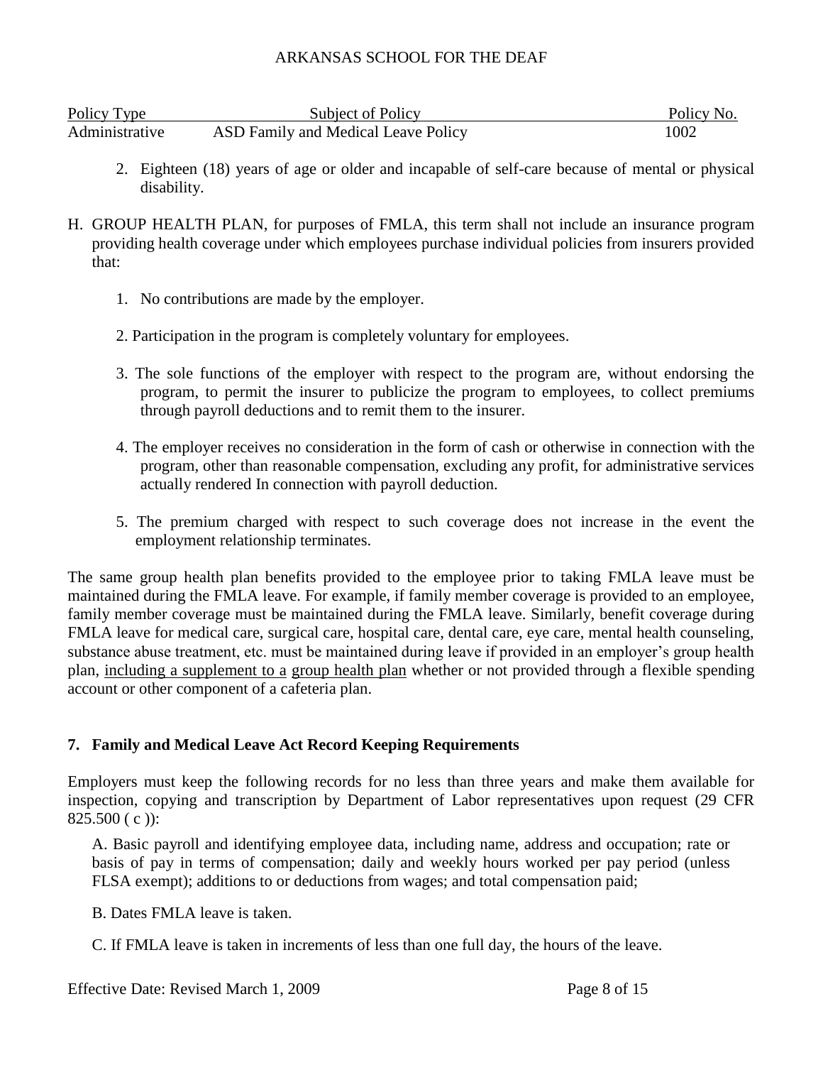2. Eighteen (18) years of age or older and incapable of self-care because of mental or physical disability.

H. GROUP HEALTH PLAN, for purposes of FMLA, this term shall not include an insurance program providing health coverage under which employees purchase individual policies from insurers provided that:

1. No contributions are made by the employer.

2. Participation in the program is completely voluntary for employees.

3. The sole functions of the employer with respect to the program are, without endorsing the program, to permit the insurer to publicize the program to employees, to collect premiums through payroll deductions and to remit them to the insurer.

4. The employer receives no consideration in the form of cash or otherwise in connection with the program, other than reasonable compensation, excluding any profit, for administrative services actually rendered In connection with payroll deduction.

5. The premium charged with respect to such coverage does not increase in the event the employment relationship terminates.

The same group health plan benefits provided to the employee prior to taking FMLA leave must be maintained during the FMLA leave. For example, if family member coverage is provided to an employee, family member coverage must be maintained during the FMLA leave. Similarly, benefit coverage during FMLA leave for medical care, surgical care, hospital care, dental care, eye care, mental health counseling, substance abuse treatment, etc. must be maintained during leave if provided in an employer's group health plan, including a supplement to a group health plan whether or not provided through a flexible spending account or other component of a cafeteria plan.

## 7. Family and Medical Leave Act Record Keeping Requirements

Employers must keep the following records for no less than three years and make them available for inspection, copying and transcription by Department of Labor representatives upon request (29 CFR 825.500 ( c )):

A. Basic payroll and identifying employee data, including name, address and occupation; rate or basis of pay in terms of compensation; daily and weekly hours worked per pay period (unless FLSA exempt); additions to or deductions from wages; and total compensation paid;

B. Dates FMLA leave is taken.

C. If FMLA leave is taken in increments of less than one full day, the hours of the leave.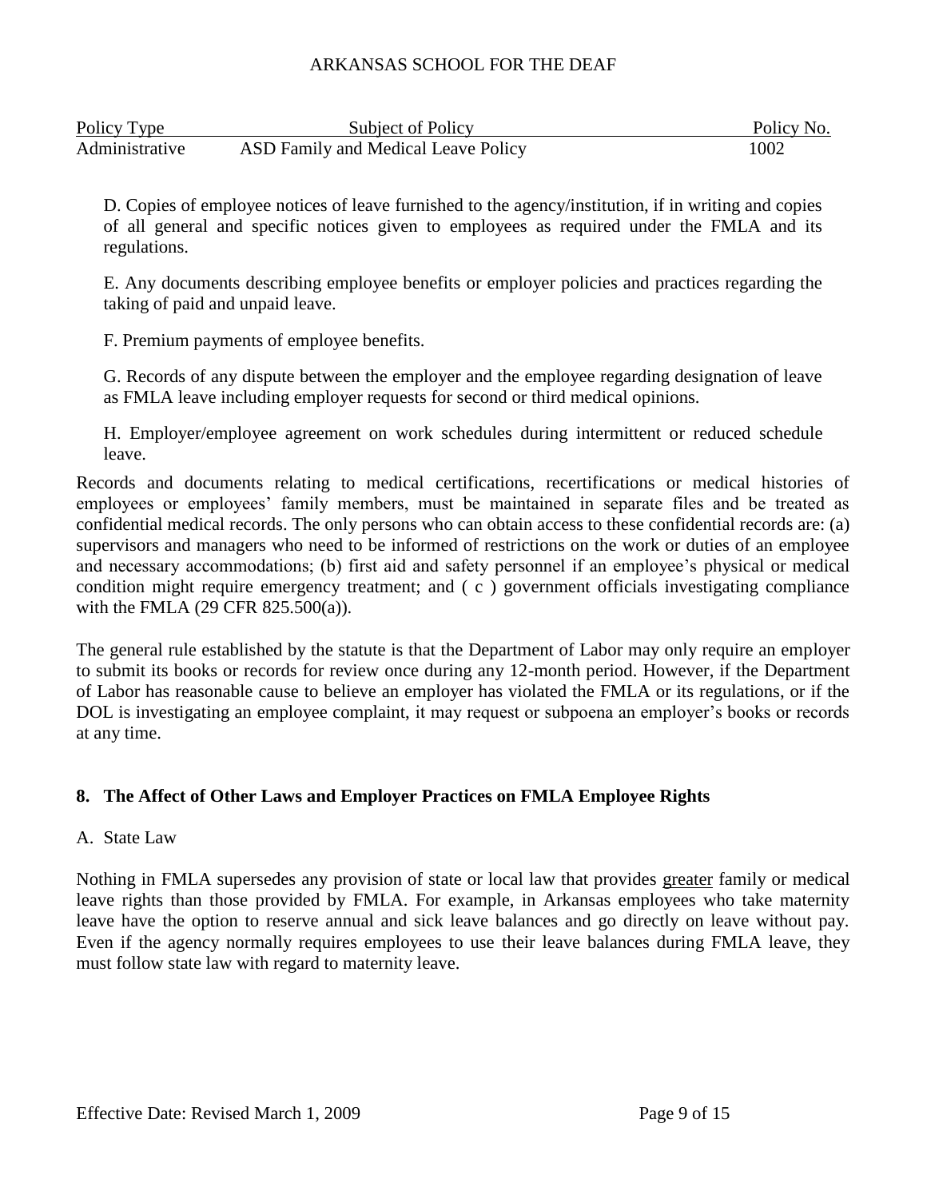D. Copies of employee notices of leave furnished to the agency/institution, if in writing and copies of all general and specific notices given to employees as required under the FMLA and its regulations.

E. Any documents describing employee benefits or employer policies and practices regarding the taking of paid and unpaid leave.

F. Premium payments of employee benefits.

G. Records of any dispute between the employer and the employee regarding designation of leave as FMLA leave including employer requests for second or third medical opinions.

H. Employer/employee agreement on work schedules during intermittent or reduced schedule leave.

Records and documents relating to medical certifications, recertifications or medical histories of employees or employees' family members, must be maintained in separate files and be treated as confidential medical records. The only persons who can obtain access to these confidential records are: (a) supervisors and managers who need to be informed of restrictions on the work or duties of an employee and necessary accommodations; (b) first aid and safety personnel if an employee's physical or medical condition might require emergency treatment; and ( c ) government officials investigating compliance with the FMLA (29 CFR 825.500(a)).

The general rule established by the statute is that the Department of Labor may only require an employer to submit its books or records for review once during any 12-month period. However, if the Department of Labor has reasonable cause to believe an employer has violated the FMLA or its regulations, or if the DOL is investigating an employee complaint, it may request or subpoena an employer's books or records at any time.

## 8. The Affect of Other Laws and Employer Practices on FMLA Employee Rights

A. State Law

Nothing in FMLA supersedes any provision of state or local law that provides greater family or medical leave rights than those provided by FMLA. For example, in Arkansas employees who take maternity leave have the option to reserve annual and sick leave balances and go directly on leave without pay. Even if the agency normally requires employees to use their leave balances during FMLA leave, they must follow state law with regard to maternity leave.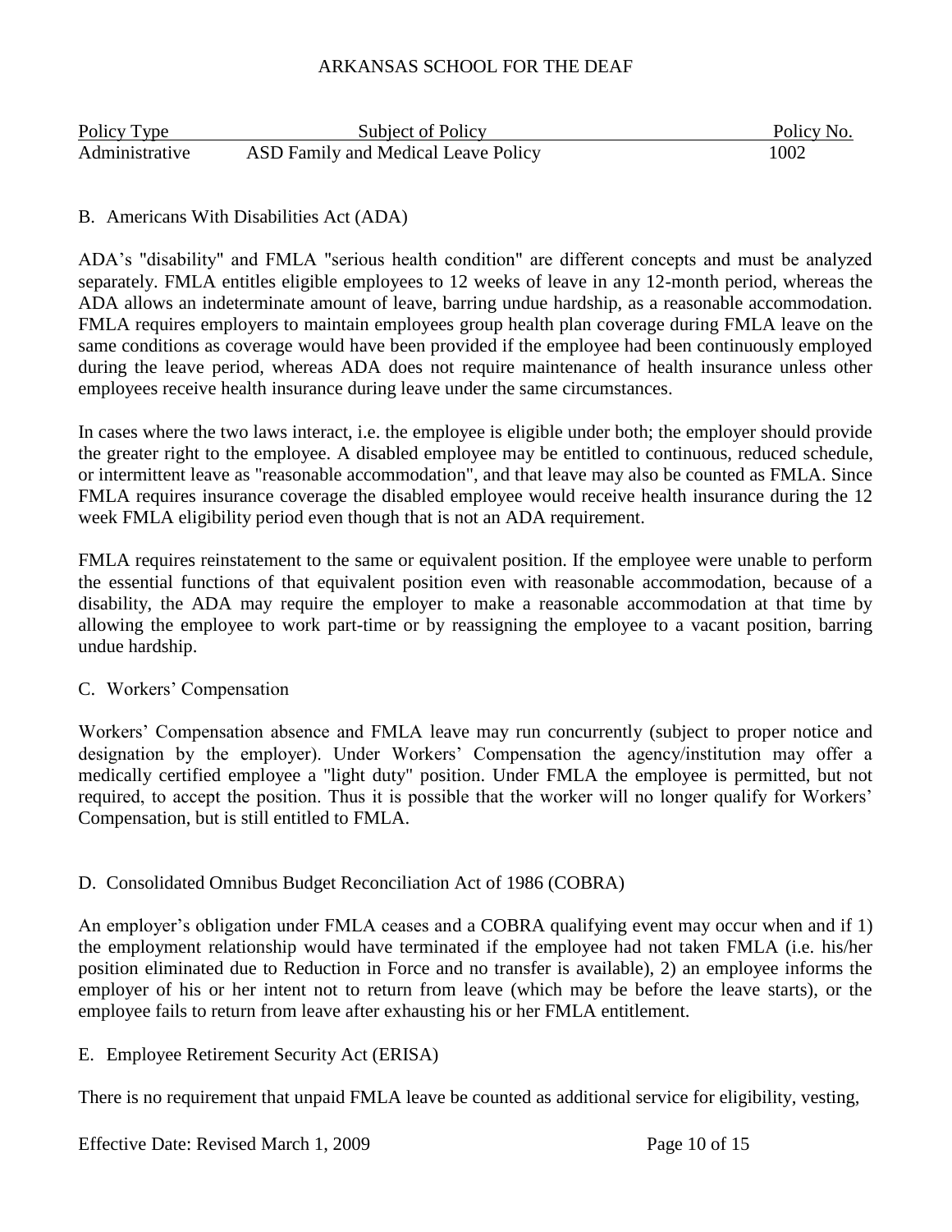## B. Americans With Disabilities Act (ADA)

ADA's "disability" and FMLA "serious health condition" are different concepts and must be analyzed separately. FMLA entitles eligible employees to 12 weeks of leave in any 12-month period, whereas the ADA allows an indeterminate amount of leave, barring undue hardship, as a reasonable accommodation. FMLA requires employers to maintain employees group health plan coverage during FMLA leave on the same conditions as coverage would have been provided if the employee had been continuously employed during the leave period, whereas ADA does not require maintenance of health insurance unless other employees receive health insurance during leave under the same circumstances.

In cases where the two laws interact, i.e. the employee is eligible under both; the employer should provide the greater right to the employee. A disabled employee may be entitled to continuous, reduced schedule, or intermittent leave as "reasonable accommodation", and that leave may also be counted as FMLA. Since FMLA requires insurance coverage the disabled employee would receive health insurance during the 12 week FMLA eligibility period even though that is not an ADA requirement.

FMLA requires reinstatement to the same or equivalent position. If the employee were unable to perform the essential functions of that equivalent position even with reasonable accommodation, because of a disability, the ADA may require the employer to make a reasonable accommodation at that time by allowing the employee to work part-time or by reassigning the employee to a vacant position, barring undue hardship.

## C. Workers' Compensation

Workers' Compensation absence and FMLA leave may run concurrently (subject to proper notice and designation by the employer). Under Workers' Compensation the agency/institution may offer a medically certified employee a "light duty" position. Under FMLA the employee is permitted, but not required, to accept the position. Thus it is possible that the worker will no longer qualify for Workers' Compensation, but is still entitled to FMLA.

## D. Consolidated Omnibus Budget Reconciliation Act of 1986 (COBRA)

An employer's obligation under FMLA ceases and a COBRA qualifying event may occur when and if 1) the employment relationship would have terminated if the employee had not taken FMLA (i.e. his/her position eliminated due to Reduction in Force and no transfer is available), 2) an employee informs the employer of his or her intent not to return from leave (which may be before the leave starts), or the employee fails to return from leave after exhausting his or her FMLA entitlement.

## E. Employee Retirement Security Act (ERISA)

There is no requirement that unpaid FMLA leave be counted as additional service for eligibility, vesting,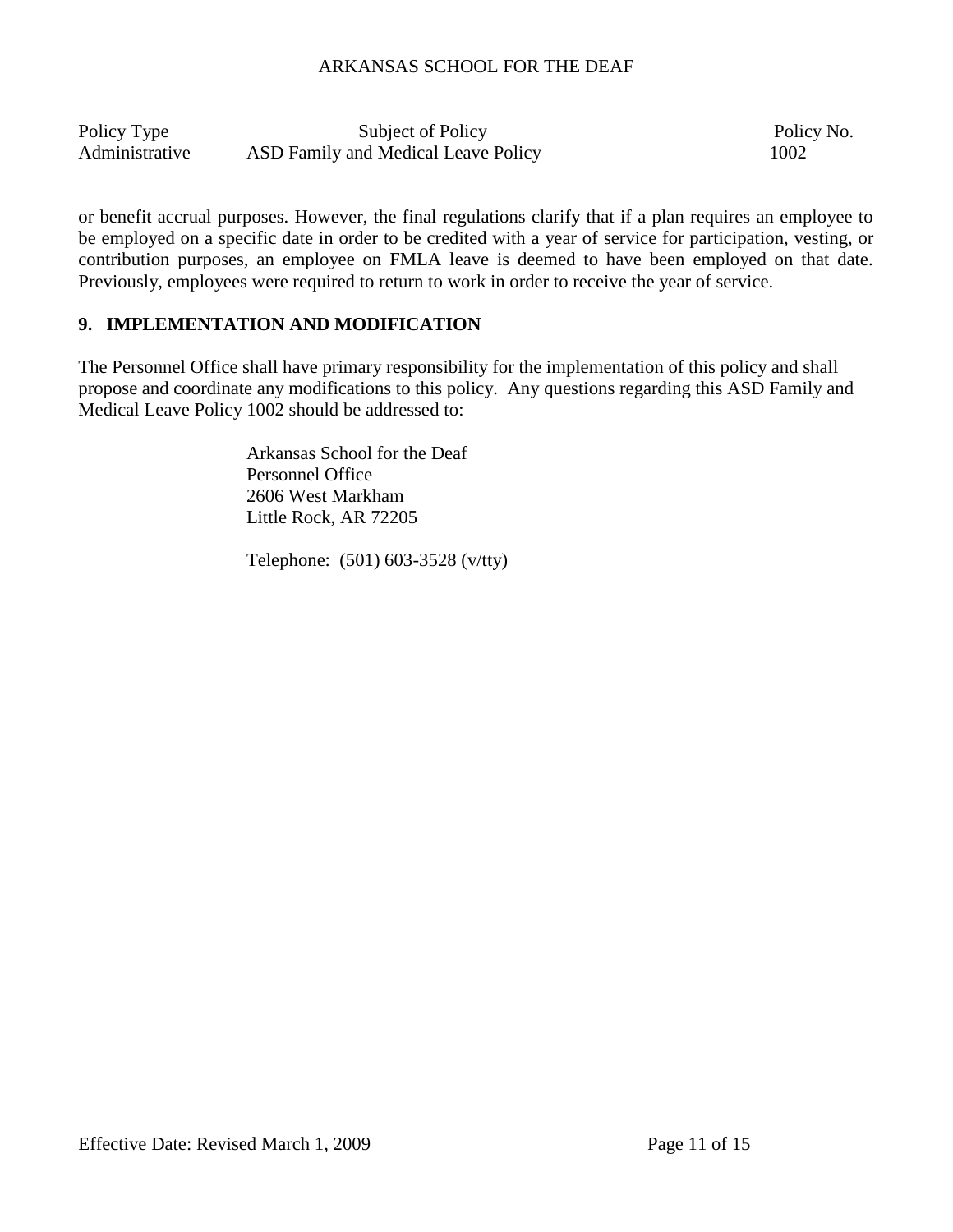or benefit accrual purposes. However, the final regulations clarify that if a plan requires an employee to be employed on a specific date in order to be credited with a year of service for participation, vesting, or contribution purposes, an employee on FMLA leave is deemed to have been employed on that date. Previously, employees were required to return to work in order to receive the year of service.

## 9. IMPLEMENTATION AND MODIFICATION

The Personnel Office shall have primary responsibility for the implementation of this policy and shall propose and coordinate any modifications to this policy. Any questions regarding this ASD Family and Medical Leave Policy 1002 should be addressed to:

Arkansas School for the Deaf
Personnel Office
2606 West Markham
Little Rock, AR 72205

Telephone: (501) 603-3528 (v/tty)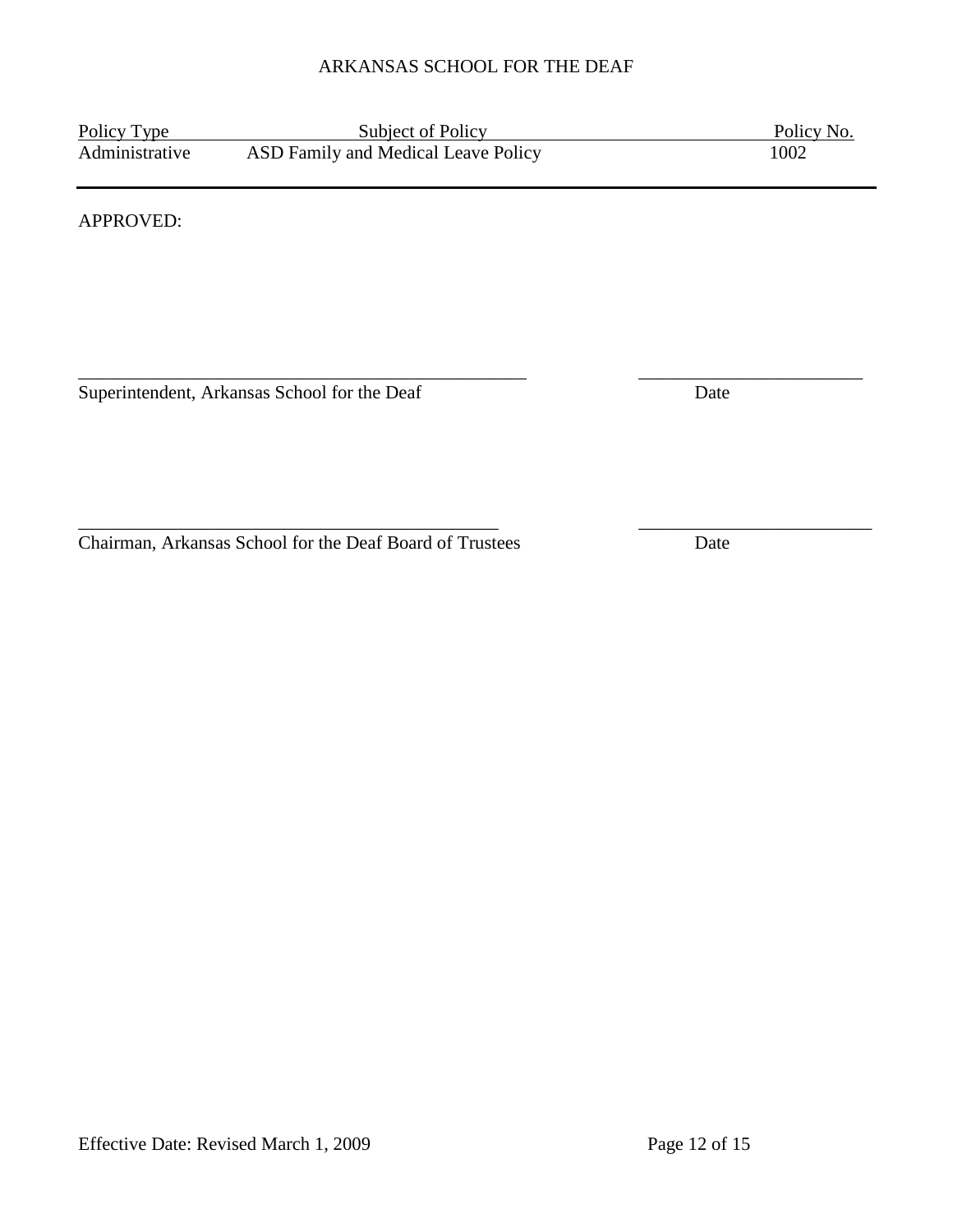ARKANSAS SCHOOL FOR THE DEAF

| Policy Type | Subject of Policy | Policy No. |
|---|---|---|
| Administrative | ASD Family and Medical Leave Policy | 1002 |

APPROVED:

_______________________________________________ _______________________

Superintendent, Arkansas School for the Deaf Date

_______________________________________________ _______________________

Chairman, Arkansas School for the Deaf Board of Trustees Date

Effective Date: Revised March 1, 2009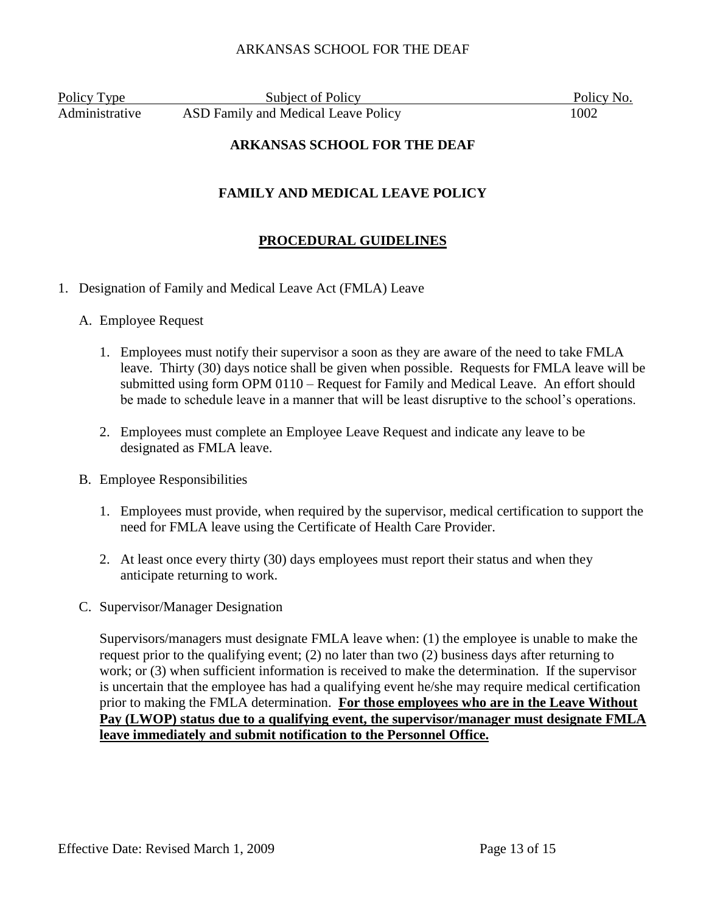ARKANSAS SCHOOL FOR THE DEAF

| Policy Type | Subject of Policy | Policy No. |
| --- | --- | --- |
| Administrative | ASD Family and Medical Leave Policy | 1002 |

**ARKANSAS SCHOOL FOR THE DEAF**

**FAMILY AND MEDICAL LEAVE POLICY**

**PROCEDURAL GUIDELINES**

1. Designation of Family and Medical Leave Act (FMLA) Leave

   A. Employee Request

      1. Employees must notify their supervisor a soon as they are aware of the need to take FMLA leave. Thirty (30) days notice shall be given when possible. Requests for FMLA leave will be submitted using form OPM 0110 – Request for Family and Medical Leave. An effort should be made to schedule leave in a manner that will be least disruptive to the school's operations.

      2. Employees must complete an Employee Leave Request and indicate any leave to be designated as FMLA leave.

   B. Employee Responsibilities

      1. Employees must provide, when required by the supervisor, medical certification to support the need for FMLA leave using the Certificate of Health Care Provider.

      2. At least once every thirty (30) days employees must report their status and when they anticipate returning to work.

   C. Supervisor/Manager Designation

      Supervisors/managers must designate FMLA leave when: (1) the employee is unable to make the request prior to the qualifying event; (2) no later than two (2) business days after returning to work; or (3) when sufficient information is received to make the determination. If the supervisor is uncertain that the employee has had a qualifying event he/she may require medical certification prior to making the FMLA determination. **For those employees who are in the Leave Without Pay (LWOP) status due to a qualifying event, the supervisor/manager must designate FMLA leave immediately and submit notification to the Personnel Office.**

Effective Date: Revised March 1, 2009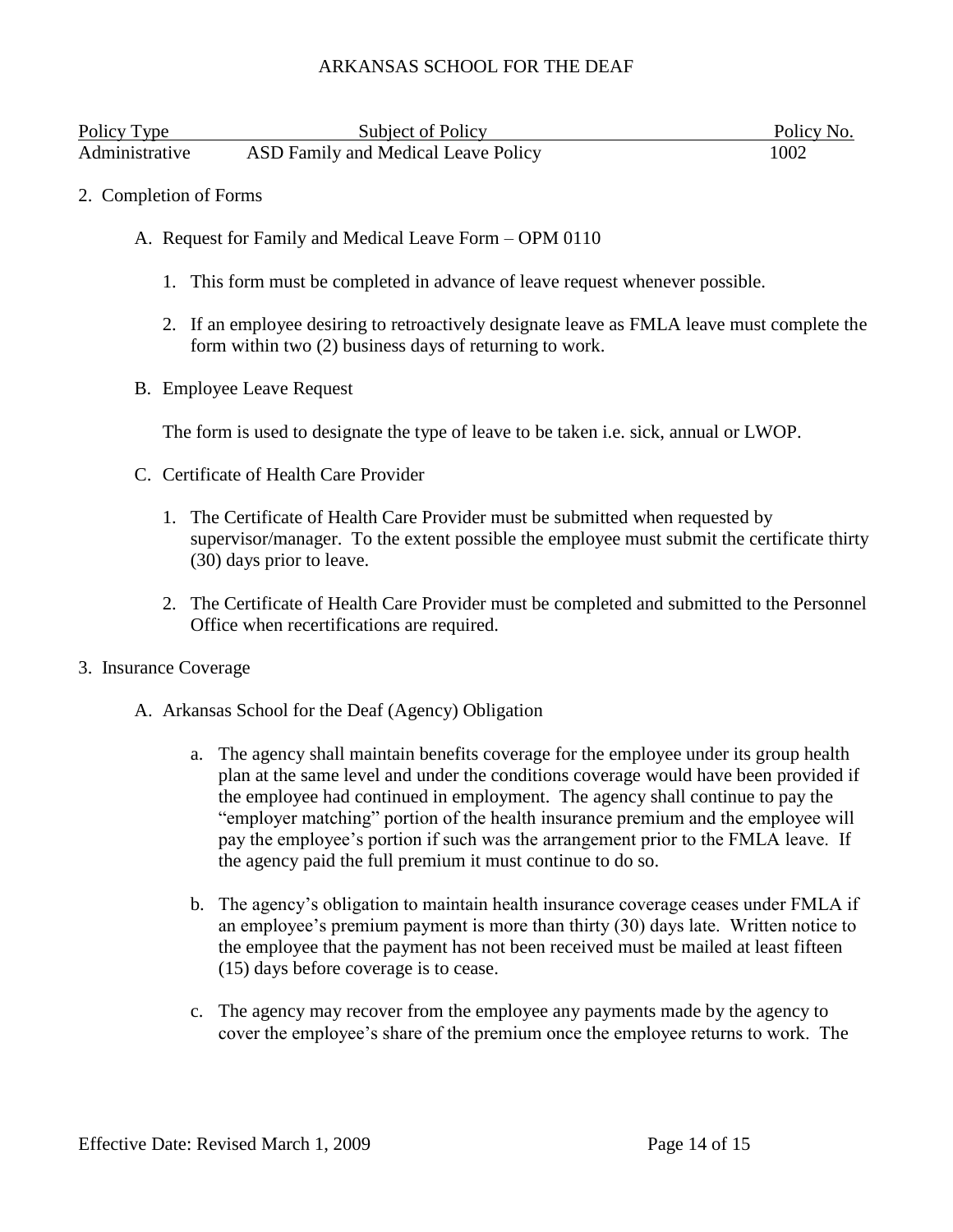| Policy Type | Subject of Policy | Policy No. |
| --- | --- | --- |
| Administrative | ASD Family and Medical Leave Policy | 1002 |

2. Completion of Forms

   A. Request for Family and Medical Leave Form – OPM 0110

      1. This form must be completed in advance of leave request whenever possible.

      2. If an employee desiring to retroactively designate leave as FMLA leave must complete the form within two (2) business days of returning to work.

   B. Employee Leave Request

      The form is used to designate the type of leave to be taken i.e. sick, annual or LWOP.

   C. Certificate of Health Care Provider

      1. The Certificate of Health Care Provider must be submitted when requested by supervisor/manager. To the extent possible the employee must submit the certificate thirty (30) days prior to leave.

      2. The Certificate of Health Care Provider must be completed and submitted to the Personnel Office when recertifications are required.

3. Insurance Coverage

   A. Arkansas School for the Deaf (Agency) Obligation

      a. The agency shall maintain benefits coverage for the employee under its group health plan at the same level and under the conditions coverage would have been provided if the employee had continued in employment. The agency shall continue to pay the "employer matching" portion of the health insurance premium and the employee will pay the employee's portion if such was the arrangement prior to the FMLA leave. If the agency paid the full premium it must continue to do so.

      b. The agency's obligation to maintain health insurance coverage ceases under FMLA if an employee's premium payment is more than thirty (30) days late. Written notice to the employee that the payment has not been received must be mailed at least fifteen (15) days before coverage is to cease.

      c. The agency may recover from the employee any payments made by the agency to cover the employee's share of the premium once the employee returns to work. The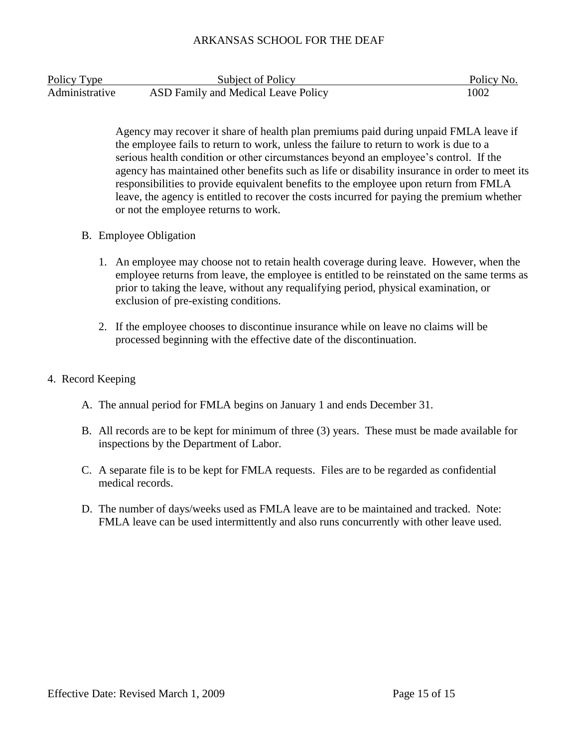Agency may recover it share of health plan premiums paid during unpaid FMLA leave if the employee fails to return to work, unless the failure to return to work is due to a serious health condition or other circumstances beyond an employee's control. If the agency has maintained other benefits such as life or disability insurance in order to meet its responsibilities to provide equivalent benefits to the employee upon return from FMLA leave, the agency is entitled to recover the costs incurred for paying the premium whether or not the employee returns to work.

B. Employee Obligation

1. An employee may choose not to retain health coverage during leave. However, when the employee returns from leave, the employee is entitled to be reinstated on the same terms as prior to taking the leave, without any requalifying period, physical examination, or exclusion of pre-existing conditions.

2. If the employee chooses to discontinue insurance while on leave no claims will be processed beginning with the effective date of the discontinuation.

4. Record Keeping

A. The annual period for FMLA begins on January 1 and ends December 31.

B. All records are to be kept for minimum of three (3) years. These must be made available for inspections by the Department of Labor.

C. A separate file is to be kept for FMLA requests. Files are to be regarded as confidential medical records.

D. The number of days/weeks used as FMLA leave are to be maintained and tracked. Note: FMLA leave can be used intermittently and also runs concurrently with other leave used.